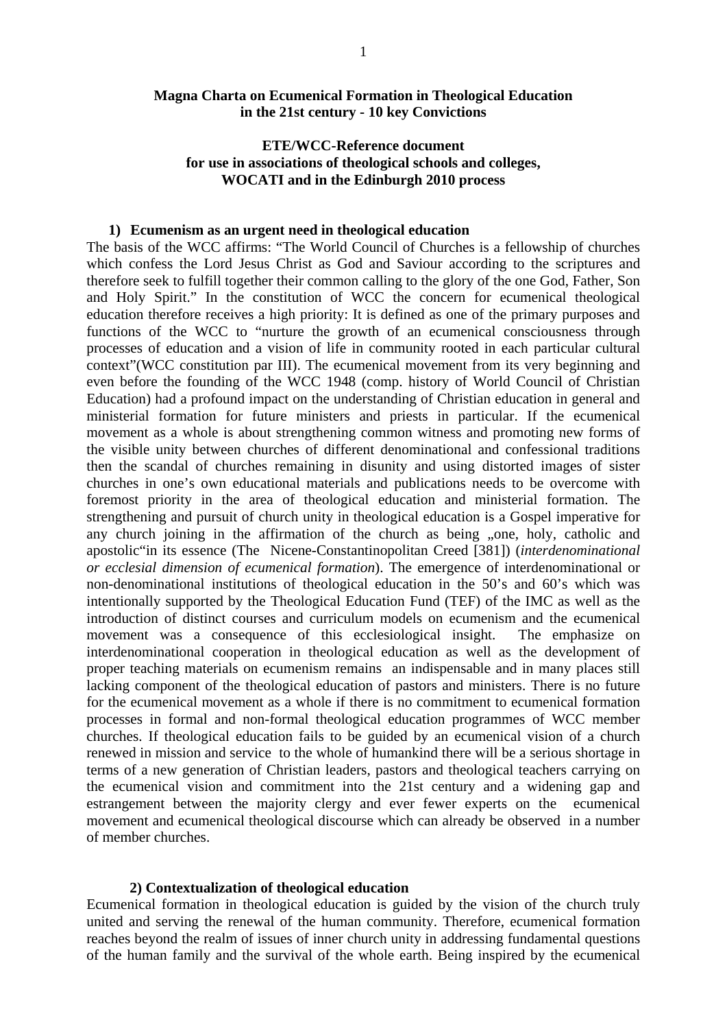# Magna Charta on Ecumenical Formation in Theological Education in the 21st century - 10 key Convictions

## ETE/WCC-Reference document for use in associations of theological schools and colleges, WOCATI and in the Edinburgh 2010 process

### 1) Ecumenism as an urgent need in theological education

The basis of the WCC affirms: "The World Council of Churches is a fellowship of churches which confess the Lord Jesus Christ as God and Saviour according to the scriptures and therefore seek to fulfill together their common calling to the glory of the one God, Father, Son and Holy Spirit." In the constitution of WCC the concern for ecumenical theological education therefore receives a high priority: It is defined as one of the primary purposes and functions of the WCC to "nurture the growth of an ecumenical consciousness through processes of education and a vision of life in community rooted in each particular cultural context"(WCC constitution par III). The ecumenical movement from its very beginning and even before the founding of the WCC 1948 (comp. history of World Council of Christian Education) had a profound impact on the understanding of Christian education in general and ministerial formation for future ministers and priests in particular. If the ecumenical movement as a whole is about strengthening common witness and promoting new forms of the visible unity between churches of different denominational and confessional traditions then the scandal of churches remaining in disunity and using distorted images of sister churches in one's own educational materials and publications needs to be overcome with foremost priority in the area of theological education and ministerial formation. The strengthening and pursuit of church unity in theological education is a Gospel imperative for any church joining in the affirmation of the church as being „one, holy, catholic and apostolic"in its essence (The Nicene-Constantinopolitan Creed [381]) (*interdenominational or ecclesial dimension of ecumenical formation*). The emergence of interdenominational or non-denominational institutions of theological education in the 50's and 60's which was intentionally supported by the Theological Education Fund (TEF) of the IMC as well as the introduction of distinct courses and curriculum models on ecumenism and the ecumenical movement was a consequence of this ecclesiological insight. The emphasize on interdenominational cooperation in theological education as well as the development of proper teaching materials on ecumenism remains an indispensable and in many places still lacking component of the theological education of pastors and ministers. There is no future for the ecumenical movement as a whole if there is no commitment to ecumenical formation processes in formal and non-formal theological education programmes of WCC member churches. If theological education fails to be guided by an ecumenical vision of a church renewed in mission and service to the whole of humankind there will be a serious shortage in terms of a new generation of Christian leaders, pastors and theological teachers carrying on the ecumenical vision and commitment into the 21st century and a widening gap and estrangement between the majority clergy and ever fewer experts on the ecumenical movement and ecumenical theological discourse which can already be observed in a number of member churches.

### 2) Contextualization of theological education

Ecumenical formation in theological education is guided by the vision of the church truly united and serving the renewal of the human community. Therefore, ecumenical formation reaches beyond the realm of issues of inner church unity in addressing fundamental questions of the human family and the survival of the whole earth. Being inspired by the ecumenical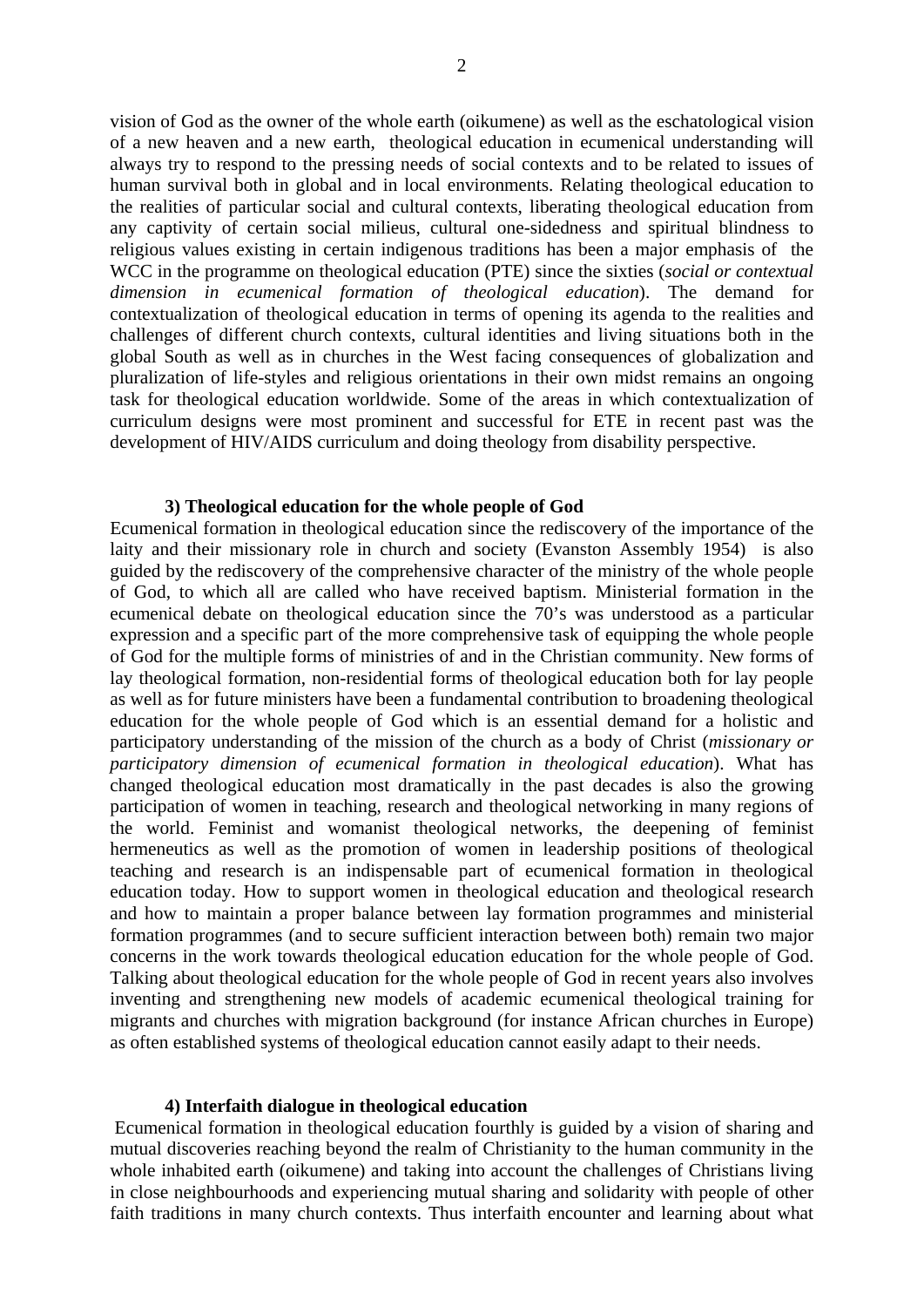vision of God as the owner of the whole earth (oikumene) as well as the eschatological vision of a new heaven and a new earth, theological education in ecumenical understanding will always try to respond to the pressing needs of social contexts and to be related to issues of human survival both in global and in local environments. Relating theological education to the realities of particular social and cultural contexts, liberating theological education from any captivity of certain social milieus, cultural one-sidedness and spiritual blindness to religious values existing in certain indigenous traditions has been a major emphasis of the WCC in the programme on theological education (PTE) since the sixties (*social or contextual dimension in ecumenical formation of theological education*). The demand for contextualization of theological education in terms of opening its agenda to the realities and challenges of different church contexts, cultural identities and living situations both in the global South as well as in churches in the West facing consequences of globalization and pluralization of life-styles and religious orientations in their own midst remains an ongoing task for theological education worldwide. Some of the areas in which contextualization of curriculum designs were most prominent and successful for ETE in recent past was the development of HIV/AIDS curriculum and doing theology from disability perspective.

### 3) Theological education for the whole people of God

Ecumenical formation in theological education since the rediscovery of the importance of the laity and their missionary role in church and society (Evanston Assembly 1954) is also guided by the rediscovery of the comprehensive character of the ministry of the whole people of God, to which all are called who have received baptism. Ministerial formation in the ecumenical debate on theological education since the 70's was understood as a particular expression and a specific part of the more comprehensive task of equipping the whole people of God for the multiple forms of ministries of and in the Christian community. New forms of lay theological formation, non-residential forms of theological education both for lay people as well as for future ministers have been a fundamental contribution to broadening theological education for the whole people of God which is an essential demand for a holistic and participatory understanding of the mission of the church as a body of Christ (*missionary or participatory dimension of ecumenical formation in theological education*). What has changed theological education most dramatically in the past decades is also the growing participation of women in teaching, research and theological networking in many regions of the world. Feminist and womanist theological networks, the deepening of feminist hermeneutics as well as the promotion of women in leadership positions of theological teaching and research is an indispensable part of ecumenical formation in theological education today. How to support women in theological education and theological research and how to maintain a proper balance between lay formation programmes and ministerial formation programmes (and to secure sufficient interaction between both) remain two major concerns in the work towards theological education education for the whole people of God. Talking about theological education for the whole people of God in recent years also involves inventing and strengthening new models of academic ecumenical theological training for migrants and churches with migration background (for instance African churches in Europe) as often established systems of theological education cannot easily adapt to their needs.

### 4) Interfaith dialogue in theological education

Ecumenical formation in theological education fourthly is guided by a vision of sharing and mutual discoveries reaching beyond the realm of Christianity to the human community in the whole inhabited earth (oikumene) and taking into account the challenges of Christians living in close neighbourhoods and experiencing mutual sharing and solidarity with people of other faith traditions in many church contexts. Thus interfaith encounter and learning about what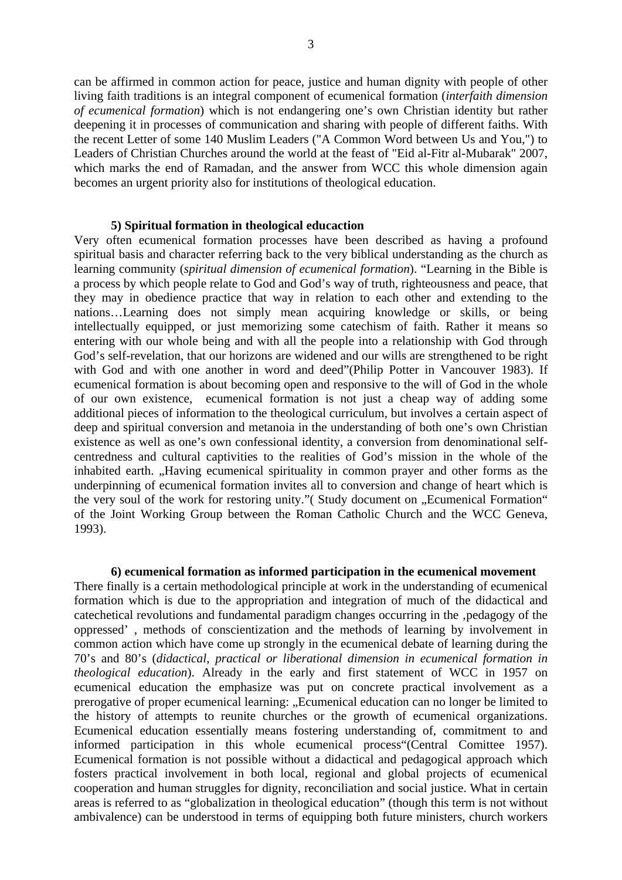can be affirmed in common action for peace, justice and human dignity with people of other living faith traditions is an integral component of ecumenical formation (*interfaith dimension of ecumenical formation*) which is not endangering one's own Christian identity but rather deepening it in processes of communication and sharing with people of different faiths. With the recent Letter of some 140 Muslim Leaders ("A Common Word between Us and You,") to Leaders of Christian Churches around the world at the feast of "Eid al-Fitr al-Mubarak" 2007, which marks the end of Ramadan, and the answer from WCC this whole dimension again becomes an urgent priority also for institutions of theological education.

### 5) Spiritual formation in theological educaction

Very often ecumenical formation processes have been described as having a profound spiritual basis and character referring back to the very biblical understanding as the church as learning community (*spiritual dimension of ecumenical formation*). "Learning in the Bible is a process by which people relate to God and God's way of truth, righteousness and peace, that they may in obedience practice that way in relation to each other and extending to the nations…Learning does not simply mean acquiring knowledge or skills, or being intellectually equipped, or just memorizing some catechism of faith. Rather it means so entering with our whole being and with all the people into a relationship with God through God's self-revelation, that our horizons are widened and our wills are strengthened to be right with God and with one another in word and deed"(Philip Potter in Vancouver 1983). If ecumenical formation is about becoming open and responsive to the will of God in the whole of our own existence, ecumenical formation is not just a cheap way of adding some additional pieces of information to the theological curriculum, but involves a certain aspect of deep and spiritual conversion and metanoia in the understanding of both one's own Christian existence as well as one's own confessional identity, a conversion from denominational self-centredness and cultural captivities to the realities of God's mission in the whole of the inhabited earth. „Having ecumenical spirituality in common prayer and other forms as the underpinning of ecumenical formation invites all to conversion and change of heart which is the very soul of the work for restoring unity."( Study document on „Ecumenical Formation" of the Joint Working Group between the Roman Catholic Church and the WCC Geneva, 1993).

### 6) ecumenical formation as informed participation in the ecumenical movement

There finally is a certain methodological principle at work in the understanding of ecumenical formation which is due to the appropriation and integration of much of the didactical and catechetical revolutions and fundamental paradigm changes occurring in the ‚pedagogy of the oppressed' , methods of conscientization and the methods of learning by involvement in common action which have come up strongly in the ecumenical debate of learning during the 70's and 80's (*didactical, practical or liberational dimension in ecumenical formation in theological education*). Already in the early and first statement of WCC in 1957 on ecumenical education the emphasize was put on concrete practical involvement as a prerogative of proper ecumenical learning: „Ecumenical education can no longer be limited to the history of attempts to reunite churches or the growth of ecumenical organizations. Ecumenical education essentially means fostering understanding of, commitment to and informed participation in this whole ecumenical process"(Central Comittee 1957). Ecumenical formation is not possible without a didactical and pedagogical approach which fosters practical involvement in both local, regional and global projects of ecumenical cooperation and human struggles for dignity, reconciliation and social justice. What in certain areas is referred to as "globalization in theological education" (though this term is not without ambivalence) can be understood in terms of equipping both future ministers, church workers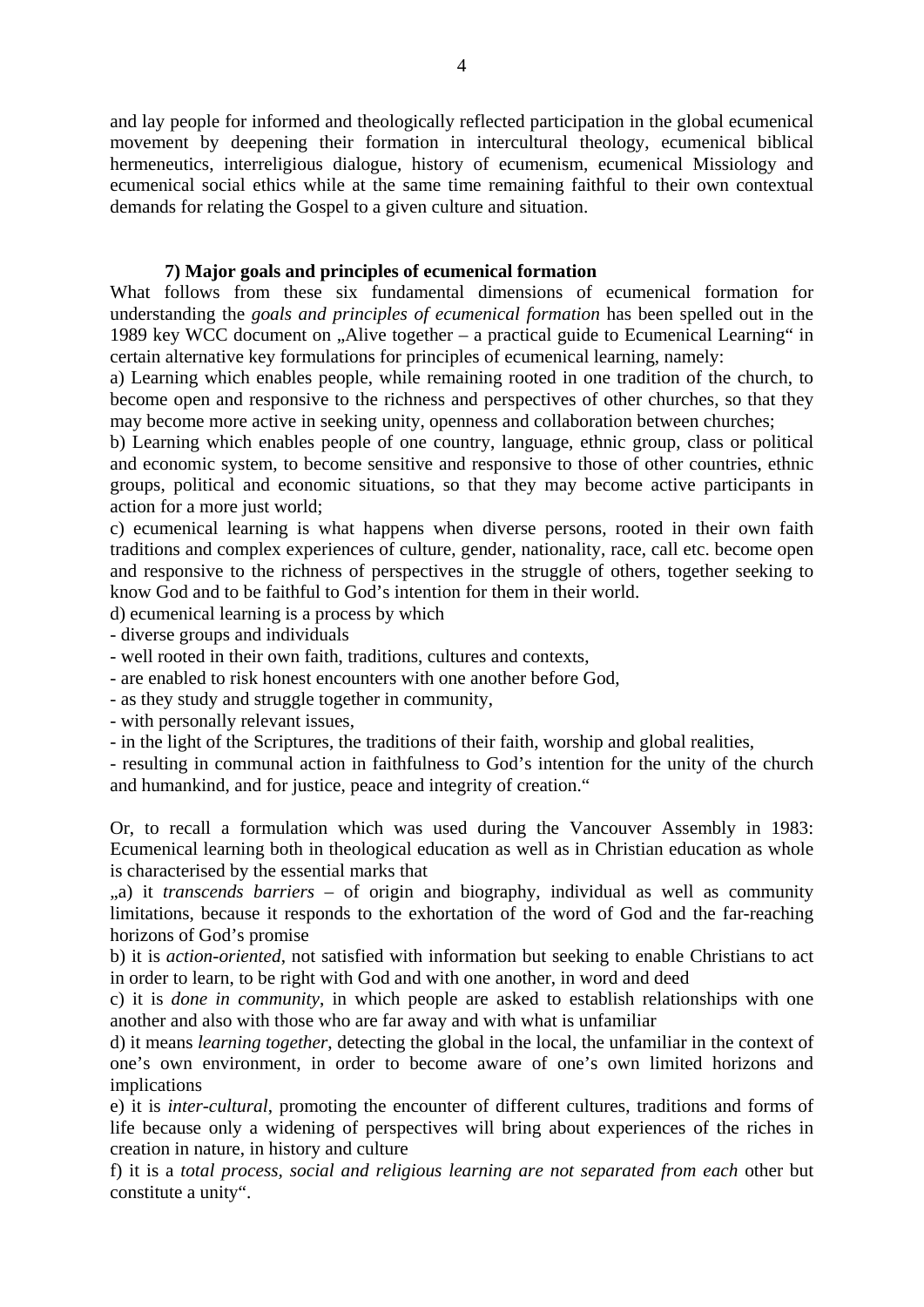and lay people for informed and theologically reflected participation in the global ecumenical movement by deepening their formation in intercultural theology, ecumenical biblical hermeneutics, interreligious dialogue, history of ecumenism, ecumenical Missiology and ecumenical social ethics while at the same time remaining faithful to their own contextual demands for relating the Gospel to a given culture and situation.

**7) Major goals and principles of ecumenical formation**

What follows from these six fundamental dimensions of ecumenical formation for understanding the *goals and principles of ecumenical formation* has been spelled out in the 1989 key WCC document on „Alive together – a practical guide to Ecumenical Learning" in certain alternative key formulations for principles of ecumenical learning, namely:

a) Learning which enables people, while remaining rooted in one tradition of the church, to become open and responsive to the richness and perspectives of other churches, so that they may become more active in seeking unity, openness and collaboration between churches;

b) Learning which enables people of one country, language, ethnic group, class or political and economic system, to become sensitive and responsive to those of other countries, ethnic groups, political and economic situations, so that they may become active participants in action for a more just world;

c) ecumenical learning is what happens when diverse persons, rooted in their own faith traditions and complex experiences of culture, gender, nationality, race, call etc. become open and responsive to the richness of perspectives in the struggle of others, together seeking to know God and to be faithful to God's intention for them in their world.

d) ecumenical learning is a process by which

- diverse groups and individuals
- well rooted in their own faith, traditions, cultures and contexts,
- are enabled to risk honest encounters with one another before God,
- as they study and struggle together in community,
- with personally relevant issues,
- in the light of the Scriptures, the traditions of their faith, worship and global realities,
- resulting in communal action in faithfulness to God's intention for the unity of the church and humankind, and for justice, peace and integrity of creation."

Or, to recall a formulation which was used during the Vancouver Assembly in 1983: Ecumenical learning both in theological education as well as in Christian education as whole is characterised by the essential marks that

„a) it *transcends barriers* – of origin and biography, individual as well as community limitations, because it responds to the exhortation of the word of God and the far-reaching horizons of God's promise

b) it is *action-oriented*, not satisfied with information but seeking to enable Christians to act in order to learn, to be right with God and with one another, in word and deed

c) it is *done in community*, in which people are asked to establish relationships with one another and also with those who are far away and with what is unfamiliar

d) it means *learning together*, detecting the global in the local, the unfamiliar in the context of one's own environment, in order to become aware of one's own limited horizons and implications

e) it is *inter-cultural*, promoting the encounter of different cultures, traditions and forms of life because only a widening of perspectives will bring about experiences of the riches in creation in nature, in history and culture

f) it is a *total process, social and religious learning are not separated from each* other but constitute a unity".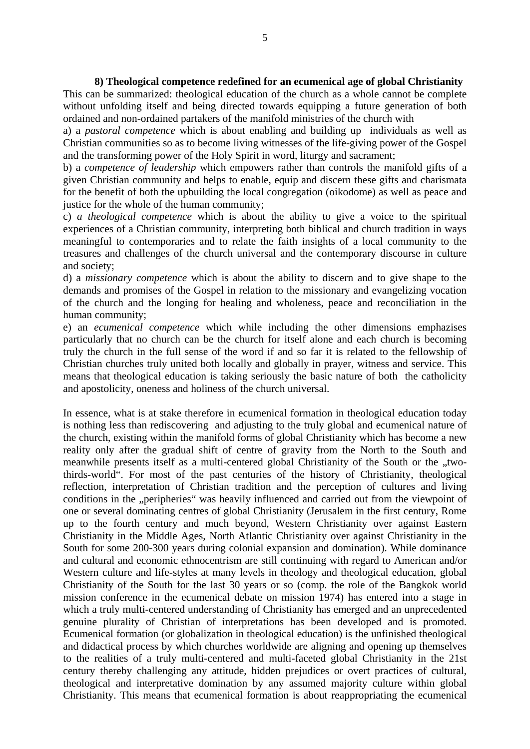**8) Theological competence redefined for an ecumenical age of global Christianity**

This can be summarized: theological education of the church as a whole cannot be complete without unfolding itself and being directed towards equipping a future generation of both ordained and non-ordained partakers of the manifold ministries of the church with

a) a *pastoral competence* which is about enabling and building up individuals as well as Christian communities so as to become living witnesses of the life-giving power of the Gospel and the transforming power of the Holy Spirit in word, liturgy and sacrament;

b) a *competence of leadership* which empowers rather than controls the manifold gifts of a given Christian community and helps to enable, equip and discern these gifts and charismata for the benefit of both the upbuilding the local congregation (oikodome) as well as peace and justice for the whole of the human community;

c) *a theological competence* which is about the ability to give a voice to the spiritual experiences of a Christian community, interpreting both biblical and church tradition in ways meaningful to contemporaries and to relate the faith insights of a local community to the treasures and challenges of the church universal and the contemporary discourse in culture and society;

d) a *missionary competence* which is about the ability to discern and to give shape to the demands and promises of the Gospel in relation to the missionary and evangelizing vocation of the church and the longing for healing and wholeness, peace and reconciliation in the human community;

e) an *ecumenical competence* which while including the other dimensions emphasizes particularly that no church can be the church for itself alone and each church is becoming truly the church in the full sense of the word if and so far it is related to the fellowship of Christian churches truly united both locally and globally in prayer, witness and service. This means that theological education is taking seriously the basic nature of both the catholicity and apostolicity, oneness and holiness of the church universal.

In essence, what is at stake therefore in ecumenical formation in theological education today is nothing less than rediscovering and adjusting to the truly global and ecumenical nature of the church, existing within the manifold forms of global Christianity which has become a new reality only after the gradual shift of centre of gravity from the North to the South and meanwhile presents itself as a multi-centered global Christianity of the South or the „two-thirds-world". For most of the past centuries of the history of Christianity, theological reflection, interpretation of Christian tradition and the perception of cultures and living conditions in the „peripheries" was heavily influenced and carried out from the viewpoint of one or several dominating centres of global Christianity (Jerusalem in the first century, Rome up to the fourth century and much beyond, Western Christianity over against Eastern Christianity in the Middle Ages, North Atlantic Christianity over against Christianity in the South for some 200-300 years during colonial expansion and domination). While dominance and cultural and economic ethnocentrism are still continuing with regard to American and/or Western culture and life-styles at many levels in theology and theological education, global Christianity of the South for the last 30 years or so (comp. the role of the Bangkok world mission conference in the ecumenical debate on mission 1974) has entered into a stage in which a truly multi-centered understanding of Christianity has emerged and an unprecedented genuine plurality of Christian of interpretations has been developed and is promoted. Ecumenical formation (or globalization in theological education) is the unfinished theological and didactical process by which churches worldwide are aligning and opening up themselves to the realities of a truly multi-centered and multi-faceted global Christianity in the 21st century thereby challenging any attitude, hidden prejudices or overt practices of cultural, theological and interpretative domination by any assumed majority culture within global Christianity. This means that ecumenical formation is about reappropriating the ecumenical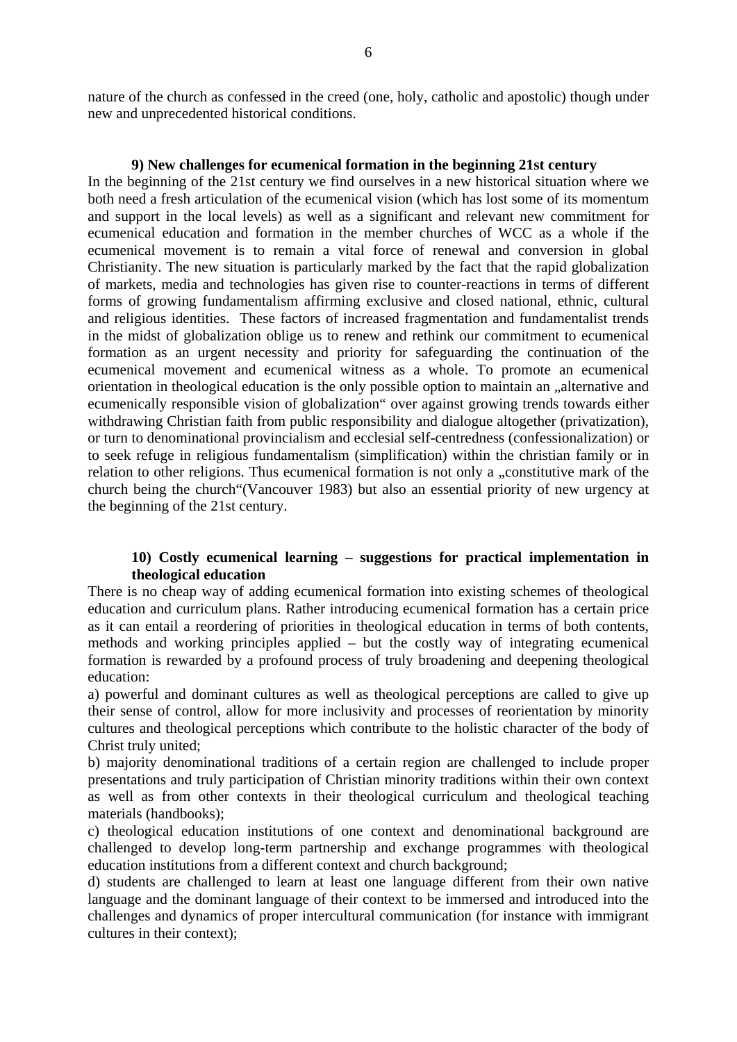nature of the church as confessed in the creed (one, holy, catholic and apostolic) though under new and unprecedented historical conditions.

### 9) New challenges for ecumenical formation in the beginning 21st century

In the beginning of the 21st century we find ourselves in a new historical situation where we both need a fresh articulation of the ecumenical vision (which has lost some of its momentum and support in the local levels) as well as a significant and relevant new commitment for ecumenical education and formation in the member churches of WCC as a whole if the ecumenical movement is to remain a vital force of renewal and conversion in global Christianity. The new situation is particularly marked by the fact that the rapid globalization of markets, media and technologies has given rise to counter-reactions in terms of different forms of growing fundamentalism affirming exclusive and closed national, ethnic, cultural and religious identities. These factors of increased fragmentation and fundamentalist trends in the midst of globalization oblige us to renew and rethink our commitment to ecumenical formation as an urgent necessity and priority for safeguarding the continuation of the ecumenical movement and ecumenical witness as a whole. To promote an ecumenical orientation in theological education is the only possible option to maintain an „alternative and ecumenically responsible vision of globalization" over against growing trends towards either withdrawing Christian faith from public responsibility and dialogue altogether (privatization), or turn to denominational provincialism and ecclesial self-centredness (confessionalization) or to seek refuge in religious fundamentalism (simplification) within the christian family or in relation to other religions. Thus ecumenical formation is not only a „constitutive mark of the church being the church"(Vancouver 1983) but also an essential priority of new urgency at the beginning of the 21st century.

### 10) Costly ecumenical learning – suggestions for practical implementation in theological education

There is no cheap way of adding ecumenical formation into existing schemes of theological education and curriculum plans. Rather introducing ecumenical formation has a certain price as it can entail a reordering of priorities in theological education in terms of both contents, methods and working principles applied – but the costly way of integrating ecumenical formation is rewarded by a profound process of truly broadening and deepening theological education:

a) powerful and dominant cultures as well as theological perceptions are called to give up their sense of control, allow for more inclusivity and processes of reorientation by minority cultures and theological perceptions which contribute to the holistic character of the body of Christ truly united;

b) majority denominational traditions of a certain region are challenged to include proper presentations and truly participation of Christian minority traditions within their own context as well as from other contexts in their theological curriculum and theological teaching materials (handbooks);

c) theological education institutions of one context and denominational background are challenged to develop long-term partnership and exchange programmes with theological education institutions from a different context and church background;

d) students are challenged to learn at least one language different from their own native language and the dominant language of their context to be immersed and introduced into the challenges and dynamics of proper intercultural communication (for instance with immigrant cultures in their context);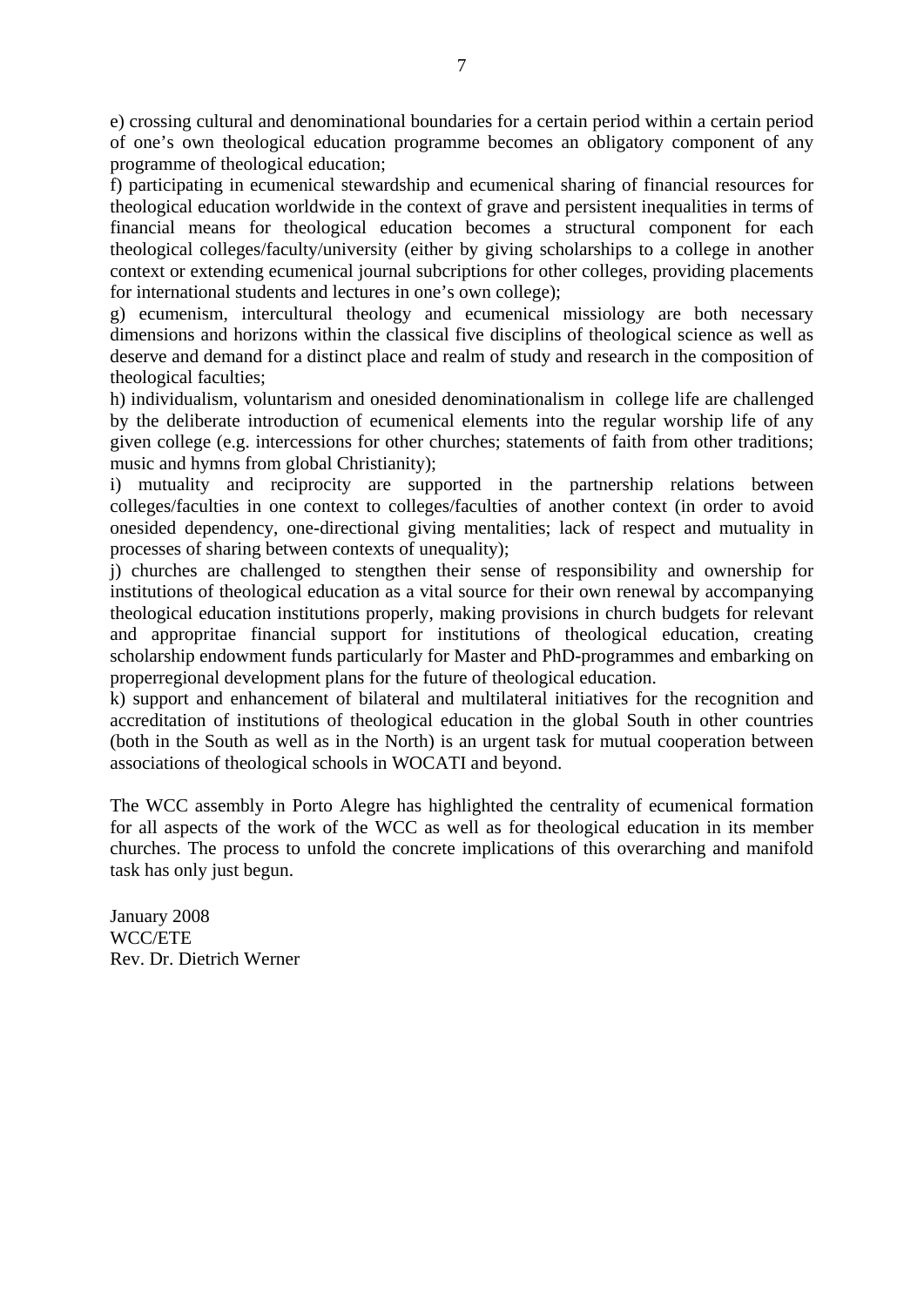e) crossing cultural and denominational boundaries for a certain period within a certain period of one's own theological education programme becomes an obligatory component of any programme of theological education;

f) participating in ecumenical stewardship and ecumenical sharing of financial resources for theological education worldwide in the context of grave and persistent inequalities in terms of financial means for theological education becomes a structural component for each theological colleges/faculty/university (either by giving scholarships to a college in another context or extending ecumenical journal subcriptions for other colleges, providing placements for international students and lectures in one's own college);

g) ecumenism, intercultural theology and ecumenical missiology are both necessary dimensions and horizons within the classical five disciplins of theological science as well as deserve and demand for a distinct place and realm of study and research in the composition of theological faculties;

h) individualism, voluntarism and onesided denominationalism in college life are challenged by the deliberate introduction of ecumenical elements into the regular worship life of any given college (e.g. intercessions for other churches; statements of faith from other traditions; music and hymns from global Christianity);

i) mutuality and reciprocity are supported in the partnership relations between colleges/faculties in one context to colleges/faculties of another context (in order to avoid onesided dependency, one-directional giving mentalities; lack of respect and mutuality in processes of sharing between contexts of unequality);

j) churches are challenged to stengthen their sense of responsibility and ownership for institutions of theological education as a vital source for their own renewal by accompanying theological education institutions properly, making provisions in church budgets for relevant and appropritae financial support for institutions of theological education, creating scholarship endowment funds particularly for Master and PhD-programmes and embarking on properregional development plans for the future of theological education.

k) support and enhancement of bilateral and multilateral initiatives for the recognition and accreditation of institutions of theological education in the global South in other countries (both in the South as well as in the North) is an urgent task for mutual cooperation between associations of theological schools in WOCATI and beyond.

The WCC assembly in Porto Alegre has highlighted the centrality of ecumenical formation for all aspects of the work of the WCC as well as for theological education in its member churches. The process to unfold the concrete implications of this overarching and manifold task has only just begun.

January 2008
WCC/ETE
Rev. Dr. Dietrich Werner